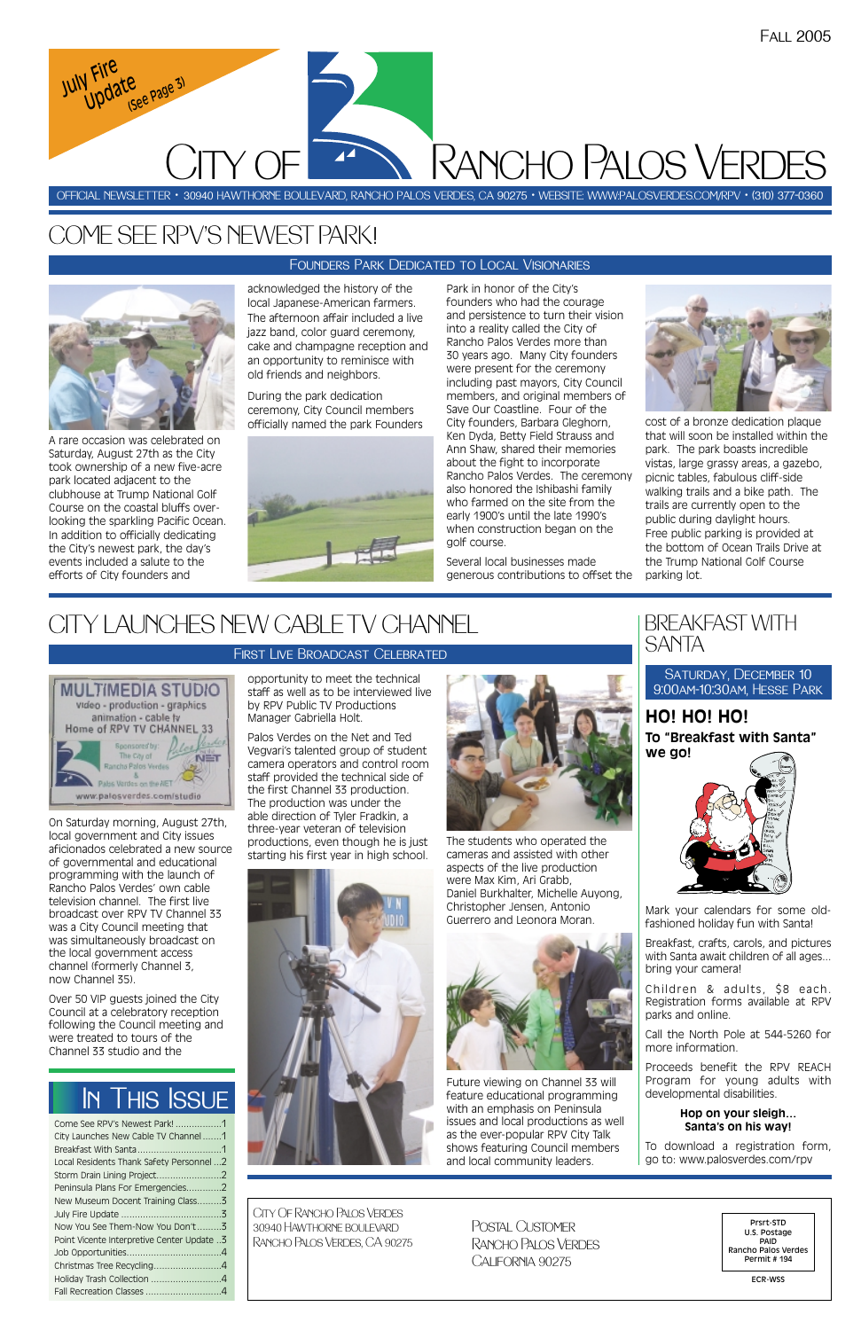Fall 2005

July Fire Update (See Page 3)

# City of Rancho Palos Verdes

OFFICIAL NEWSLETTER • 30940 HAWTHORNE BOULEVARD, RANCHO PALOS VERDES, CA 90275 • WEBSITE: WWW.PALOSVERDES.COM/RPV • (310) 377-0360

## COME SEE RPV'S NEWEST PARK!

### Founders Park Dedicated to Local Visionaries

A rare occasion was celebrated on Saturday, August 27th as the City took ownership of a new five-acre park located adjacent to the clubhouse at Trump National Golf Course on the coastal bluffs overlooking the sparkling Pacific Ocean. In addition to officially dedicating the City's newest park, the day's events included a salute to the efforts of City founders and acknowledged the history of the local Japanese-American farmers. The afternoon affair included a live jazz band, color guard ceremony, cake and champagne reception and an opportunity to reminisce with old friends and neighbors.

During the park dedication ceremony, City Council members officially named the park Founders Park in honor of the City's founders who had the courage and persistence to turn their vision into a reality called the City of Rancho Palos Verdes more than 30 years ago. Many City founders were present for the ceremony including past mayors, City Council members, and original members of Save Our Coastline. Four of the City founders, Barbara Gleghorn, Ken Dyda, Betty Field Strauss and Ann Shaw, shared their memories about the fight to incorporate Rancho Palos Verdes. The ceremony also honored the Ishibashi family who farmed on the site from the early 1900's until the late 1990's when construction began on the golf course.

Several local businesses made generous contributions to offset the cost of a bronze dedication plaque that will soon be installed within the park. The park boasts incredible vistas, large grassy areas, a gazebo, picnic tables, fabulous cliff-side walking trails and a bike path. The trails are currently open to the public during daylight hours. Free public parking is provided at the bottom of Ocean Trails Drive at the Trump National Golf Course parking lot.

## CITY LAUNCHES NEW CABLE TV CHANNEL

### First Live Broadcast Celebrated

On Saturday morning, August 27th, local government and City issues aficionados celebrated a new source of governmental and educational programming with the launch of Rancho Palos Verdes' own cable television channel. The first live broadcast over RPV TV Channel 33 was a City Council meeting that was simultaneously broadcast on the local government access channel (formerly Channel 3, now Channel 35).

Over 50 VIP guests joined the City Council at a celebratory reception following the Council meeting and were treated to tours of the Channel 33 studio and the opportunity to meet the technical staff as well as to be interviewed live by RPV Public TV Productions Manager Gabriella Holt.

Palos Verdes on the Net and Ted Vegvari's talented group of student camera operators and control room staff provided the technical side of the first Channel 33 production. The production was under the able direction of Tyler Fradkin, a three-year veteran of television productions, even though he is just starting his first year in high school.

The students who operated the cameras and assisted with other aspects of the live production were Max Kim, Ari Grabb, Daniel Burkhalter, Michelle Auyong, Christopher Jensen, Antonio Guerrero and Leonora Moran.

Future viewing on Channel 33 will feature educational programming with an emphasis on Peninsula issues and local productions as well as the ever-popular RPV City Talk shows featuring Council members and local community leaders.

## BREAKFAST WITH SANTA

**Saturday, December 10**
**9:00AM-10:30AM, Hesse Park**

### HO! HO! HO!

**To "Breakfast with Santa" we go!**

Mark your calendars for some old-fashioned holiday fun with Santa!

Breakfast, crafts, carols, and pictures with Santa await children of all ages... bring your camera!

Children & adults, $8 each. Registration forms available at RPV parks and online.

Call the North Pole at 544-5260 for more information.

Proceeds benefit the RPV REACH Program for young adults with developmental disabilities.

**Hop on your sleigh... Santa's on his way!**

To download a registration form, go to: www.palosverdes.com/rpv

## In This Issue

- Come See RPV's Newest Park! ....1
- City Launches New Cable TV Channel ....1
- Breakfast With Santa ....1
- Local Residents Thank Safety Personnel ....2
- Storm Drain Lining Project ....2
- Peninsula Plans For Emergencies ....2
- New Museum Docent Training Class ....3
- July Fire Update ....3
- Now You See Them-Now You Don't ....3
- Point Vicente Interpretive Center Update ....3
- Job Opportunities ....4
- Christmas Tree Recycling ....4
- Holiday Trash Collection ....4
- Fall Recreation Classes ....4

City of Rancho Palos Verdes
30940 Hawthorne Boulevard
Rancho Palos Verdes, CA 90275

Postal Customer
Rancho Palos Verdes
California 90275

Prsrt-STD
U.S. Postage
PAID
Rancho Palos Verdes
Permit # 194

ECR-WSS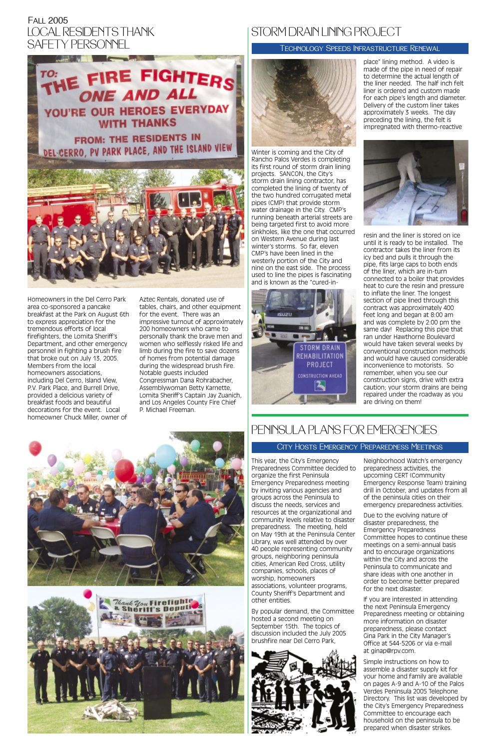Fall 2005

# Local Residents Thank Safety Personnel

Homeowners in the Del Cerro Park area co-sponsored a pancake breakfast at the Park on August 6th to express appreciation for the tremendous efforts of local firefighters, the Lomita Sheriff's Department, and other emergency personnel in fighting a brush fire that broke out on July 13, 2005. Members from the local homeowners associations, including Del Cerro, Island View, P.V. Park Place, and Burrell Drive, provided a delicious variety of breakfast foods and beautiful decorations for the event. Local homeowner Chuck Miller, owner of Aztec Rentals, donated use of tables, chairs, and other equipment for the event. There was an impressive turnout of approximately 200 homeowners who came to personally thank the brave men and women who selflessly risked life and limb during the fire to save dozens of homes from potential damage during the widespread brush fire. Notable guests included Congressman Dana Rohrabacher, Assemblywoman Betty Karnette, Lomita Sheriff's Captain Jay Zuanich, and Los Angeles County Fire Chief P. Michael Freeman.

# Storm Drain Lining Project

## Technology Speeds Infrastructure Renewal

Winter is coming and the City of Rancho Palos Verdes is completing its first round of storm drain lining projects. SANCON, the City's storm drain lining contractor, has completed the lining of twenty of the two hundred corrugated metal pipes (CMP) that provide storm water drainage in the City. CMP's running beneath arterial streets are being targeted first to avoid more sinkholes, like the one that occurred on Western Avenue during last winter's storms. So far, eleven CMP's have been lined in the westerly portion of the City and nine on the east side. The process used to line the pipes is fascinating and is known as the "cured-in-place" lining method. A video is made of the pipe in need of repair to determine the actual length of the liner needed. The half inch felt liner is ordered and custom made for each pipe's length and diameter. Delivery of the custom liner takes approximately 3 weeks. The day preceding the lining, the felt is impregnated with thermo-reactive resin and the liner is stored on ice until it is ready to be installed. The contractor takes the liner from its icy bed and pulls it through the pipe, fits large caps to both ends of the liner, which are in-turn connected to a boiler that provides heat to cure the resin and pressure to inflate the liner. The longest section of pipe lined through this contract was approximately 400 feet long and began at 8:00 am and was complete by 2:00 pm the same day! Replacing this pipe that ran under Hawthorne Boulevard would have taken several weeks by conventional construction methods and would have caused considerable inconvenience to motorists. So remember, when you see our construction signs, drive with extra caution; your storm drains are being repaired under the roadway as you are driving on them!

# Peninsula Plans for Emergencies

## City Hosts Emergency Preparedness Meetings

This year, the City's Emergency Preparedness Committee decided to organize the first Peninsula Emergency Preparedness meeting by inviting various agencies and groups across the Peninsula to discuss the needs, services and resources at the organizational and community levels relative to disaster preparedness. The meeting, held on May 19th at the Peninsula Center Library, was well attended by over 40 people representing community groups, neighboring peninsula cities, American Red Cross, utility companies, schools, places of worship, homeowners associations, volunteer programs, County Sheriff's Department and other entities.

By popular demand, the Committee hosted a second meeting on September 15th. The topics of discussion included the July 2005 brushfire near Del Cerro Park, Neighborhood Watch's emergency preparedness activities, the upcoming CERT (Community Emergency Response Team) training drill in October, and updates from all of the peninsula cities on their emergency preparedness activities.

Due to the evolving nature of disaster preparedness, the Emergency Preparedness Committee hopes to continue these meetings on a semi-annual basis and to encourage organizations within the City and across the Peninsula to communicate and share ideas with one another in order to become better prepared for the next disaster.

If you are interested in attending the next Peninsula Emergency Preparedness meeting or obtaining more information on disaster preparedness, please contact Gina Park in the City Manager's Office at 544-5206 or via e-mail at ginap@rpv.com.

Simple instructions on how to assemble a disaster supply kit for your home and family are available on pages A-9 and A-10 of the Palos Verdes Peninsula 2005 Telephone Directory. This list was developed by the City's Emergency Preparedness Committee to encourage each household on the peninsula to be prepared when disaster strikes.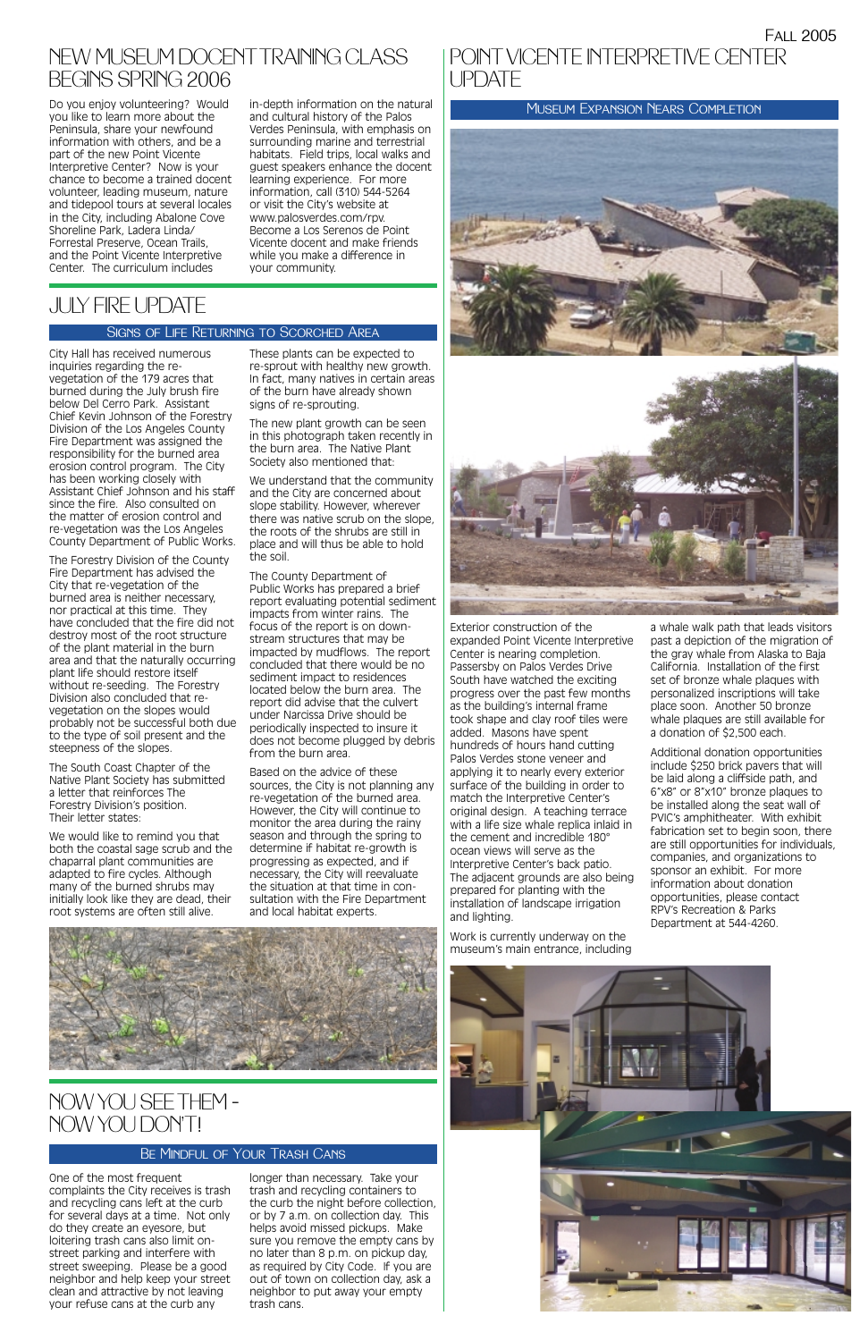## New Museum Docent Training Class Begins Spring 2006

Do you enjoy volunteering? Would you like to learn more about the Peninsula, share your newfound information with others, and be a part of the new Point Vicente Interpretive Center? Now is your chance to become a trained docent volunteer, leading museum, nature and tidepool tours at several locales in the City, including Abalone Cove Shoreline Park, Ladera Linda/ Forrestal Preserve, Ocean Trails, and the Point Vicente Interpretive Center. The curriculum includes in-depth information on the natural and cultural history of the Palos Verdes Peninsula, with emphasis on surrounding marine and terrestrial habitats. Field trips, local walks and guest speakers enhance the docent learning experience. For more information, call (310) 544-5264 or visit the City's website at www.palosverdes.com/rpv. Become a Los Serenos de Point Vicente docent and make friends while you make a difference in your community.

## July Fire Update

### Signs of Life Returning to Scorched Area

City Hall has received numerous inquiries regarding the re-vegetation of the 179 acres that burned during the July brush fire below Del Cerro Park. Assistant Chief Kevin Johnson of the Forestry Division of the Los Angeles County Fire Department was assigned the responsibility for the burned area erosion control program. The City has been working closely with Assistant Chief Johnson and his staff since the fire. Also consulted on the matter of erosion control and re-vegetation was the Los Angeles County Department of Public Works.

The Forestry Division of the County Fire Department has advised the City that re-vegetation of the burned area is neither necessary, nor practical at this time. They have concluded that the fire did not destroy most of the root structure of the plant material in the burn area and that the naturally occurring plant life should restore itself without re-seeding. The Forestry Division also concluded that re-vegetation on the slopes would probably not be successful both due to the type of soil present and the steepness of the slopes.

The South Coast Chapter of the Native Plant Society has submitted a letter that reinforces The Forestry Division's position. Their letter states:

We would like to remind you that both the coastal sage scrub and the chaparral plant communities are adapted to fire cycles. Although many of the burned shrubs may initially look like they are dead, their root systems are often still alive. These plants can be expected to re-sprout with healthy new growth. In fact, many natives in certain areas of the burn have already shown signs of re-sprouting.

The new plant growth can be seen in this photograph taken recently in the burn area. The Native Plant Society also mentioned that:

We understand that the community and the City are concerned about slope stability. However, wherever there was native scrub on the slope, the roots of the shrubs are still in place and will thus be able to hold the soil.

The County Department of Public Works has prepared a brief report evaluating potential sediment impacts from winter rains. The focus of the report is on down-stream structures that may be impacted by mudflows. The report concluded that there would be no sediment impact to residences located below the burn area. The report did advise that the culvert under Narcissa Drive should be periodically inspected to insure it does not become plugged by debris from the burn area.

Based on the advice of these sources, the City is not planning any re-vegetation of the burned area. However, the City will continue to monitor the area during the rainy season and through the spring to determine if habitat re-growth is progressing as expected, and if necessary, the City will reevaluate the situation at that time in consultation with the Fire Department and local habitat experts.

## Now You See Them - Now You Don't!

### Be Mindful of Your Trash Cans

One of the most frequent complaints the City receives is trash and recycling cans left at the curb for several days at a time. Not only do they create an eyesore, but loitering trash cans also limit on-street parking and interfere with street sweeping. Please be a good neighbor and help keep your street clean and attractive by not leaving your refuse cans at the curb any longer than necessary. Take your trash and recycling containers to the curb the night before collection, or by 7 a.m. on collection day. This helps avoid missed pickups. Make sure you remove the empty cans by no later than 8 p.m. on pickup day, as required by City Code. If you are out of town on collection day, ask a neighbor to put away your empty trash cans.

## Point Vicente Interpretive Center Update

### Museum Expansion Nears Completion

Exterior construction of the expanded Point Vicente Interpretive Center is nearing completion. Passersby on Palos Verdes Drive South have watched the exciting progress over the past few months as the building's internal frame took shape and clay roof tiles were added. Masons have spent hundreds of hours hand cutting Palos Verdes stone veneer and applying it to nearly every exterior surface of the building in order to match the Interpretive Center's original design. A teaching terrace with a life size whale replica inlaid in the cement and incredible 180° ocean views will serve as the Interpretive Center's back patio. The adjacent grounds are also being prepared for planting with the installation of landscape irrigation and lighting.

Work is currently underway on the museum's main entrance, including a whale walk path that leads visitors past a depiction of the migration of the gray whale from Alaska to Baja California. Installation of the first set of bronze whale plaques with personalized inscriptions will take place soon. Another 50 bronze whale plaques are still available for a donation of $2,500 each.

Additional donation opportunities include $250 brick pavers that will be laid along a cliffside path, and 6"x8" or 8"x10" bronze plaques to be installed along the seat wall of PVIC's amphitheater. With exhibit fabrication set to begin soon, there are still opportunities for individuals, companies, and organizations to sponsor an exhibit. For more information about donation opportunities, please contact RPV's Recreation & Parks Department at 544-4260.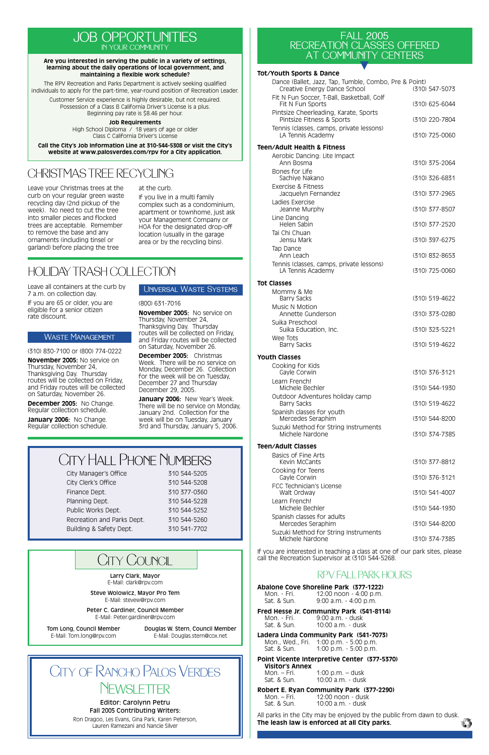## JOB OPPORTUNITIES
### IN YOUR COMMUNITY

**Are you interested in serving the public in a variety of settings, learning about the daily operations of local government, and maintaining a flexible work schedule?**

The RPV Recreation and Parks Department is actively seeking qualified individuals to apply for the part-time, year-round position of Recreation Leader.

Customer Service experience is highly desirable, but not required. Possession of a Class B California Driver's License is a plus. Beginning pay rate is $8.46 per hour.

**Job Requirements**
High School Diploma / 18 years of age or older
Class C California Driver's License

**Call the City's Job Information Line at 310-544-5308 or visit the City's website at www.palosverdes.com/rpv for a City application.**

## CHRISTMAS TREE RECYCLING

Leave your Christmas trees at the curb on your regular green waste recycling day (2nd pickup of the week). No need to cut the tree into smaller pieces and flocked trees are acceptable. Remember to remove the base and any ornaments (including tinsel or garland) before placing the tree at the curb.

If you live in a multi family complex such as a condominium, apartment or townhome, just ask your Management Company or HOA for the designated drop-off location (usually in the garage area or by the recycling bins).

## HOLIDAY TRASH COLLECTION

Leave all containers at the curb by 7 a.m. on collection day.

If you are 65 or older, you are eligible for a senior citizen rate discount.

### WASTE MANAGEMENT

(310) 830-7100 or (800) 774-0222

**November 2005:** No service on Thursday, November 24, Thanksgiving Day. Thursday routes will be collected on Friday, and Friday routes will be collected on Saturday, November 26.

**December 2005:** No Change. Regular collection schedule.

**January 2006:** No Change. Regular collection schedule.

### UNIVERSAL WASTE SYSTEMS

(800) 631-7016

**November 2005:** No service on Thursday, November 24, Thanksgiving Day. Thursday routes will be collected on Friday, and Friday routes will be collected on Saturday, November 26.

**December 2005:** Christmas Week. There will be no service on Monday, December 26. Collection for the week will be on Tuesday, December 27 and Thursday December 29, 2005.

**January 2006:** New Year's Week. There will be no service on Monday, January 2nd. Collection for the week will be on Tuesday, January 3rd and Thursday, January 5, 2006.

## CITY HALL PHONE NUMBERS

| | |
|---|---|
| City Manager's Office | 310 544-5205 |
| City Clerk's Office | 310 544-5208 |
| Finance Dept. | 310 377-0360 |
| Planning Dept. | 310 544-5228 |
| Public Works Dept. | 310 544-5252 |
| Recreation and Parks Dept. | 310 544-5260 |
| Building & Safety Dept. | 310 541-7702 |

## CITY COUNCIL

**Larry Clark, Mayor**
E-Mail: clark@rpv.com

**Steve Wolowicz, Mayor Pro Tem**
E-Mail: stevew@rpv.com

**Peter C. Gardiner, Council Member**
E-Mail: Peter.gardiner@rpv.com

**Tom Long, Council Member**
E-Mail: Tom.long@rpv.com

**Douglas W. Stern, Council Member**
E-Mail: Douglas.stern@cox.net

## CITY OF RANCHO PALOS VERDES NEWSLETTER

**Editor: Carolynn Petru**
**Fall 2005 Contributing Writers:**
Ron Dragoo, Les Evans, Gina Park, Karen Peterson, Lauren Ramezani and Nancie Silver

## FALL 2005 RECREATION CLASSES OFFERED AT COMMUNITY CENTERS

### Tot/Youth Sports & Dance

| | |
|---|---|
| Dance (Ballet, Jazz, Tap, Tumble, Combo, Pre & Point) — Creative Energy Dance School | (310) 547-5073 |
| Fit N Fun Soccer, T-Ball, Basketball, Golf — Fit N Fun Sports | (310) 625-6044 |
| Pintsize Cheerleading, Karate, Sports — Pintsize Fitness & Sports | (310) 220-7804 |
| Tennis (classes, camps, private lessons) — LA Tennis Academy | (310) 725-0060 |

### Teen/Adult Health & Fitness

| | |
|---|---|
| Aerobic Dancing: Lite Impact — Ann Bosma | (310) 375-2064 |
| Bones for Life — Sachiye Nakano | (310) 326-6831 |
| Exercise & Fitness — Jacquelyn Fernandez | (310) 377-2965 |
| Ladies Exercise — Jeanne Murphy | (310) 377-8507 |
| Line Dancing — Helen Sabin | (310) 377-2520 |
| Tai Chi Chuan — Jensu Mark | (310) 397-6275 |
| Tap Dance — Ann Leach | (310) 832-8653 |
| Tennis (classes, camps, private lessons) — LA Tennis Academy | (310) 725-0060 |

### Tot Classes

| | |
|---|---|
| Mommy & Me — Barry Sacks | (310) 519-4622 |
| Music N Motion — Annette Gunderson | (310) 373-0280 |
| Suika Preschool — Suika Education, Inc. | (310) 323-5221 |
| Wee Tots — Barry Sacks | (310) 519-4622 |

### Youth Classes

| | |
|---|---|
| Cooking for Kids — Gayle Corwin | (310) 376-3121 |
| Learn French! — Michele Bechler | (310) 544-1930 |
| Outdoor Adventures holiday camp — Barry Sacks | (310) 519-4622 |
| Spanish classes for youth — Mercedes Seraphim | (310) 544-8200 |
| Suzuki Method for String Instruments — Michele Nardone | (310) 374-7385 |

### Teen/Adult Classes

| | |
|---|---|
| Basics of Fine Arts — Kevin McCants | (310) 377-8812 |
| Cooking for Teens — Gayle Corwin | (310) 376-3121 |
| FCC Technician's License — Walt Ordway | (310) 541-4007 |
| Learn French! — Michele Bechler | (310) 544-1930 |
| Spanish classes for adults — Mercedes Seraphim | (310) 544-8200 |
| Suzuki Method for String Instruments — Michele Nardone | (310) 374-7385 |

If you are interested in teaching a class at one of our park sites, please call the Recreation Supervisor at (310) 544-5268.

## RPV FALL PARK HOURS

**Abalone Cove Shoreline Park (377-1222)**
Mon. - Fri. 12:00 noon - 4:00 p.m.
Sat. & Sun. 9:00 a.m. - 4:00 p.m.

**Fred Hesse Jr. Community Park (541-8114)**
Mon. - Fri. 9:00 a.m. - dusk
Sat. & Sun. 10:00 a.m. - dusk

**Ladera Linda Community Park (541-7073)**
Mon., Wed., Fri. 1:00 p.m. - 5:00 p.m.
Sat. & Sun. 1:00 p.m. - 5:00 p.m.

**Point Vicente Interpretive Center (377-5370)**
**Visitor's Annex**
Mon. – Fri. 1:00 p.m. – dusk
Sat. & Sun. 10:00 a.m. - dusk

**Robert E. Ryan Community Park (377-2290)**
Mon. – Fri. 12:00 noon - dusk
Sat. & Sun. 10:00 a.m. - dusk

All parks in the City may be enjoyed by the public from dawn to dusk.
**The leash law is enforced at all City parks.**